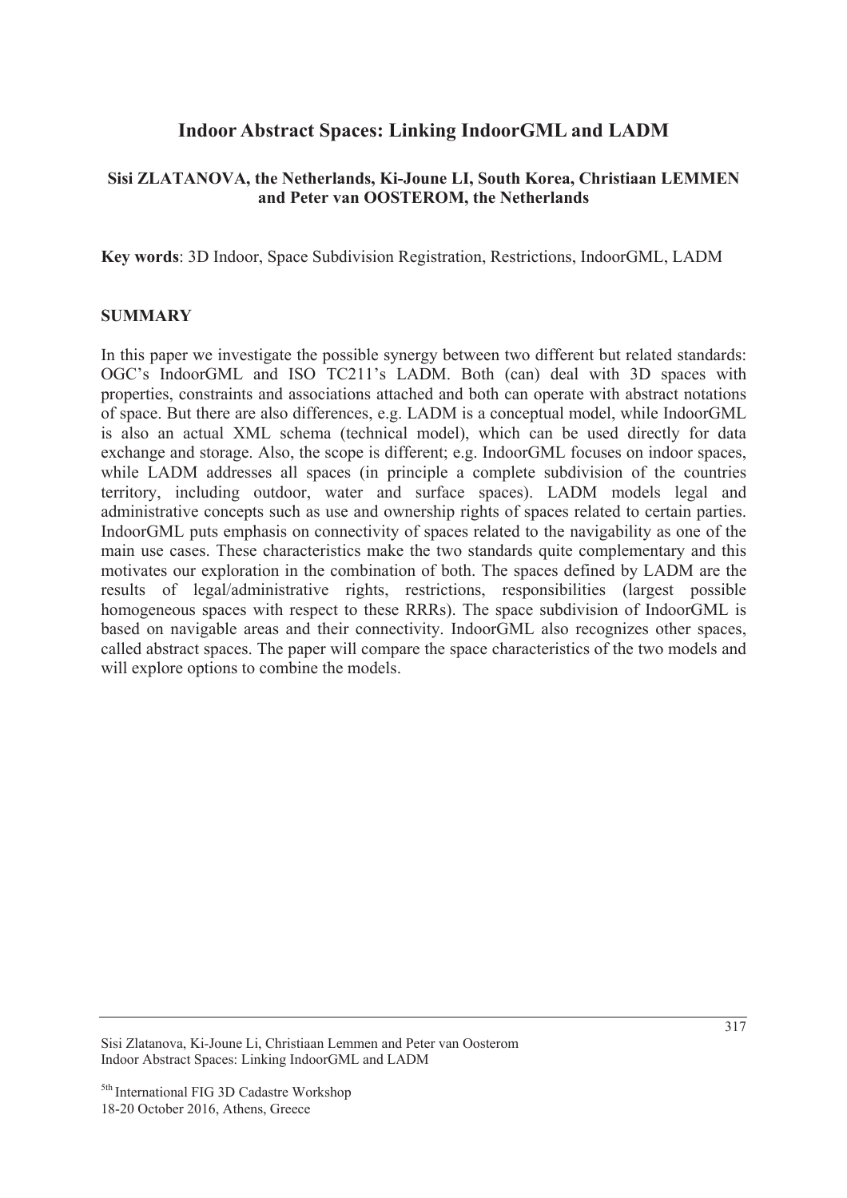# Indoor Abstract Spaces: Linking IndoorGML and LADM

**Sisi ZLATANOVA, the Netherlands, Ki-Joune LI, South Korea, Christiaan LEMMEN and Peter van OOSTEROM, the Netherlands**

**Key words**: 3D Indoor, Space Subdivision Registration, Restrictions, IndoorGML, LADM

## SUMMARY

In this paper we investigate the possible synergy between two different but related standards: OGC's IndoorGML and ISO TC211's LADM. Both (can) deal with 3D spaces with properties, constraints and associations attached and both can operate with abstract notations of space. But there are also differences, e.g. LADM is a conceptual model, while IndoorGML is also an actual XML schema (technical model), which can be used directly for data exchange and storage. Also, the scope is different; e.g. IndoorGML focuses on indoor spaces, while LADM addresses all spaces (in principle a complete subdivision of the countries territory, including outdoor, water and surface spaces). LADM models legal and administrative concepts such as use and ownership rights of spaces related to certain parties. IndoorGML puts emphasis on connectivity of spaces related to the navigability as one of the main use cases. These characteristics make the two standards quite complementary and this motivates our exploration in the combination of both. The spaces defined by LADM are the results of legal/administrative rights, restrictions, responsibilities (largest possible homogeneous spaces with respect to these RRRs). The space subdivision of IndoorGML is based on navigable areas and their connectivity. IndoorGML also recognizes other spaces, called abstract spaces. The paper will compare the space characteristics of the two models and will explore options to combine the models.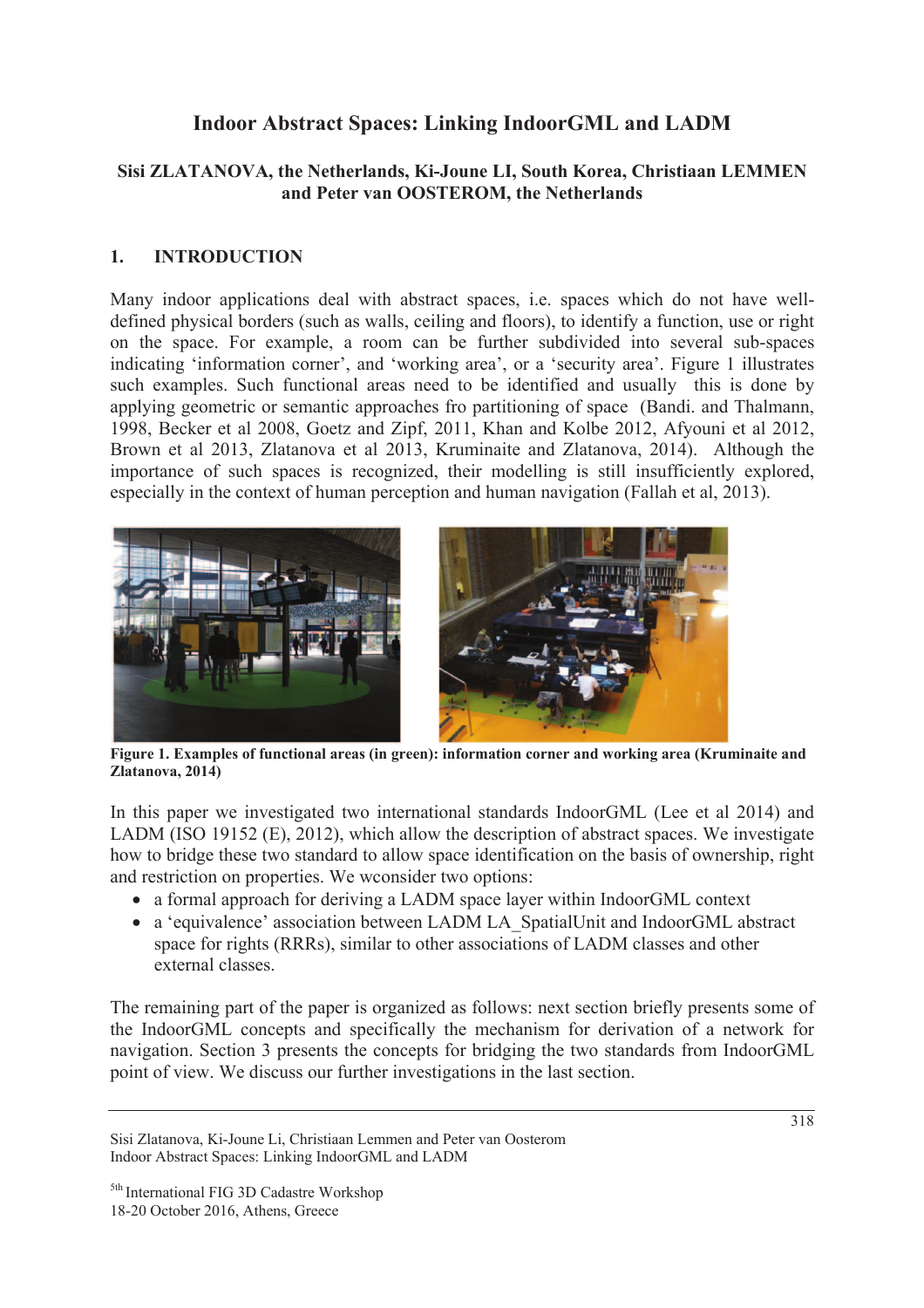# Indoor Abstract Spaces: Linking IndoorGML and LADM

**Sisi ZLATANOVA, the Netherlands, Ki-Joune LI, South Korea, Christiaan LEMMEN and Peter van OOSTEROM, the Netherlands**

## 1. INTRODUCTION

Many indoor applications deal with abstract spaces, i.e. spaces which do not have well-defined physical borders (such as walls, ceiling and floors), to identify a function, use or right on the space. For example, a room can be further subdivided into several sub-spaces indicating 'information corner', and 'working area', or a 'security area'. Figure 1 illustrates such examples. Such functional areas need to be identified and usually this is done by applying geometric or semantic approaches fro partitioning of space (Bandi. and Thalmann, 1998, Becker et al 2008, Goetz and Zipf, 2011, Khan and Kolbe 2012, Afyouni et al 2012, Brown et al 2013, Zlatanova et al 2013, Kruminaite and Zlatanova, 2014). Although the importance of such spaces is recognized, their modelling is still insufficiently explored, especially in the context of human perception and human navigation (Fallah et al, 2013).

**Figure 1. Examples of functional areas (in green): information corner and working area (Kruminaite and Zlatanova, 2014)**

In this paper we investigated two international standards IndoorGML (Lee et al 2014) and LADM (ISO 19152 (E), 2012), which allow the description of abstract spaces. We investigate how to bridge these two standard to allow space identification on the basis of ownership, right and restriction on properties. We wconsider two options:

- a formal approach for deriving a LADM space layer within IndoorGML context
- a 'equivalence' association between LADM LA_SpatialUnit and IndoorGML abstract space for rights (RRRs), similar to other associations of LADM classes and other external classes.

The remaining part of the paper is organized as follows: next section briefly presents some of the IndoorGML concepts and specifically the mechanism for derivation of a network for navigation. Section 3 presents the concepts for bridging the two standards from IndoorGML point of view. We discuss our further investigations in the last section.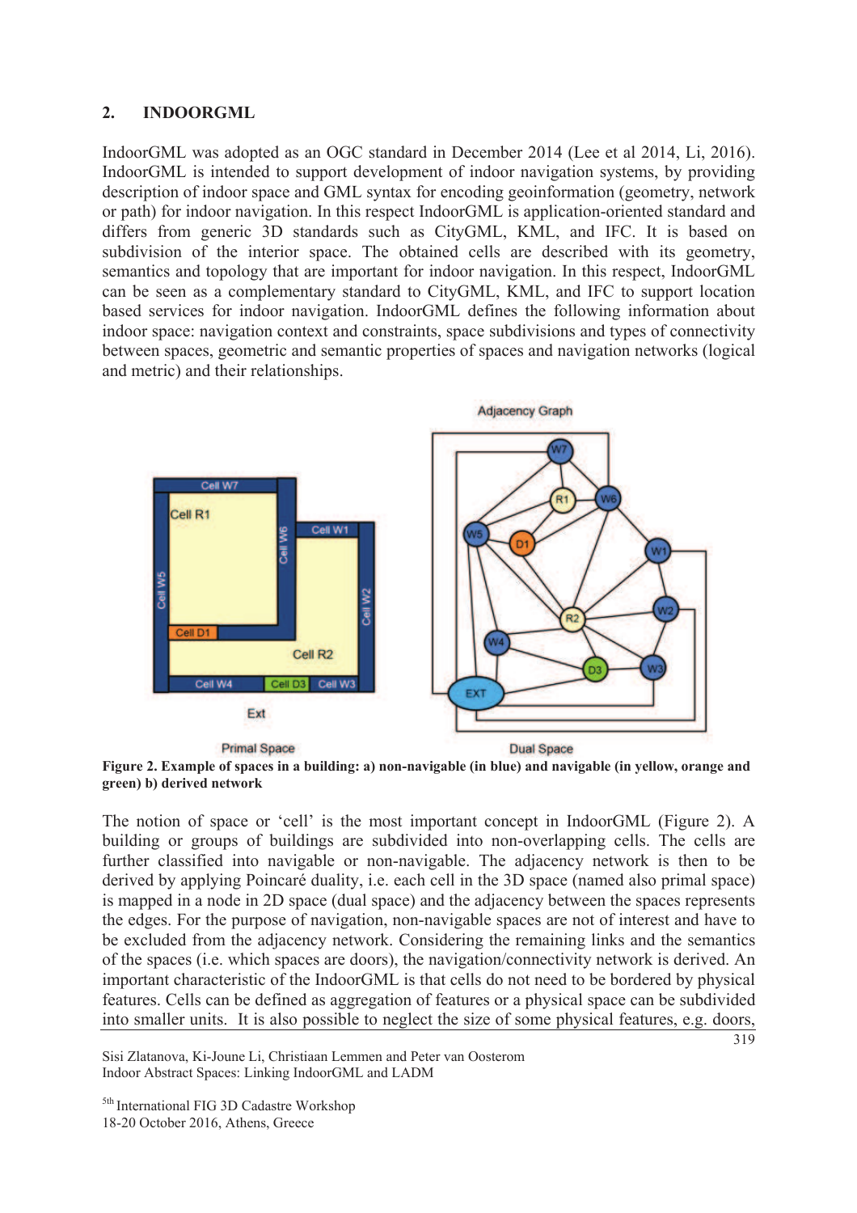## 2. INDOORGML

IndoorGML was adopted as an OGC standard in December 2014 (Lee et al 2014, Li, 2016). IndoorGML is intended to support development of indoor navigation systems, by providing description of indoor space and GML syntax for encoding geoinformation (geometry, network or path) for indoor navigation. In this respect IndoorGML is application-oriented standard and differs from generic 3D standards such as CityGML, KML, and IFC. It is based on subdivision of the interior space. The obtained cells are described with its geometry, semantics and topology that are important for indoor navigation. In this respect, IndoorGML can be seen as a complementary standard to CityGML, KML, and IFC to support location based services for indoor navigation. IndoorGML defines the following information about indoor space: navigation context and constraints, space subdivisions and types of connectivity between spaces, geometric and semantic properties of spaces and navigation networks (logical and metric) and their relationships.

**Figure 2. Example of spaces in a building: a) non-navigable (in blue) and navigable (in yellow, orange and green) b) derived network**

The notion of space or 'cell' is the most important concept in IndoorGML (Figure 2). A building or groups of buildings are subdivided into non-overlapping cells. The cells are further classified into navigable or non-navigable. The adjacency network is then to be derived by applying Poincaré duality, i.e. each cell in the 3D space (named also primal space) is mapped in a node in 2D space (dual space) and the adjacency between the spaces represents the edges. For the purpose of navigation, non-navigable spaces are not of interest and have to be excluded from the adjacency network. Considering the remaining links and the semantics of the spaces (i.e. which spaces are doors), the navigation/connectivity network is derived. An important characteristic of the IndoorGML is that cells do not need to be bordered by physical features. Cells can be defined as aggregation of features or a physical space can be subdivided into smaller units. It is also possible to neglect the size of some physical features, e.g. doors,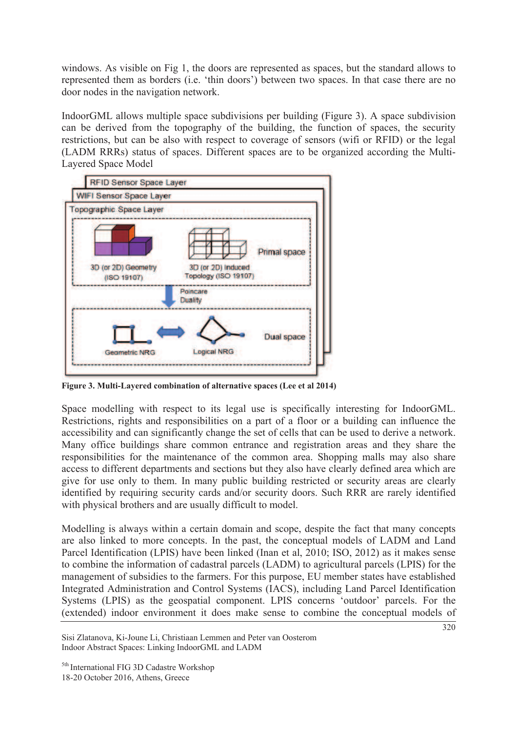windows. As visible on Fig 1, the doors are represented as spaces, but the standard allows to represented them as borders (i.e. 'thin doors') between two spaces. In that case there are no door nodes in the navigation network.

IndoorGML allows multiple space subdivisions per building (Figure 3). A space subdivision can be derived from the topography of the building, the function of spaces, the security restrictions, but can be also with respect to coverage of sensors (wifi or RFID) or the legal (LADM RRRs) status of spaces. Different spaces are to be organized according the Multi-Layered Space Model

**Figure 3. Multi-Layered combination of alternative spaces (Lee et al 2014)**

Space modelling with respect to its legal use is specifically interesting for IndoorGML. Restrictions, rights and responsibilities on a part of a floor or a building can influence the accessibility and can significantly change the set of cells that can be used to derive a network. Many office buildings share common entrance and registration areas and they share the responsibilities for the maintenance of the common area. Shopping malls may also share access to different departments and sections but they also have clearly defined area which are give for use only to them. In many public building restricted or security areas are clearly identified by requiring security cards and/or security doors. Such RRR are rarely identified with physical brothers and are usually difficult to model.

Modelling is always within a certain domain and scope, despite the fact that many concepts are also linked to more concepts. In the past, the conceptual models of LADM and Land Parcel Identification (LPIS) have been linked (Inan et al, 2010; ISO, 2012) as it makes sense to combine the information of cadastral parcels (LADM) to agricultural parcels (LPIS) for the management of subsidies to the farmers. For this purpose, EU member states have established Integrated Administration and Control Systems (IACS), including Land Parcel Identification Systems (LPIS) as the geospatial component. LPIS concerns 'outdoor' parcels. For the (extended) indoor environment it does make sense to combine the conceptual models of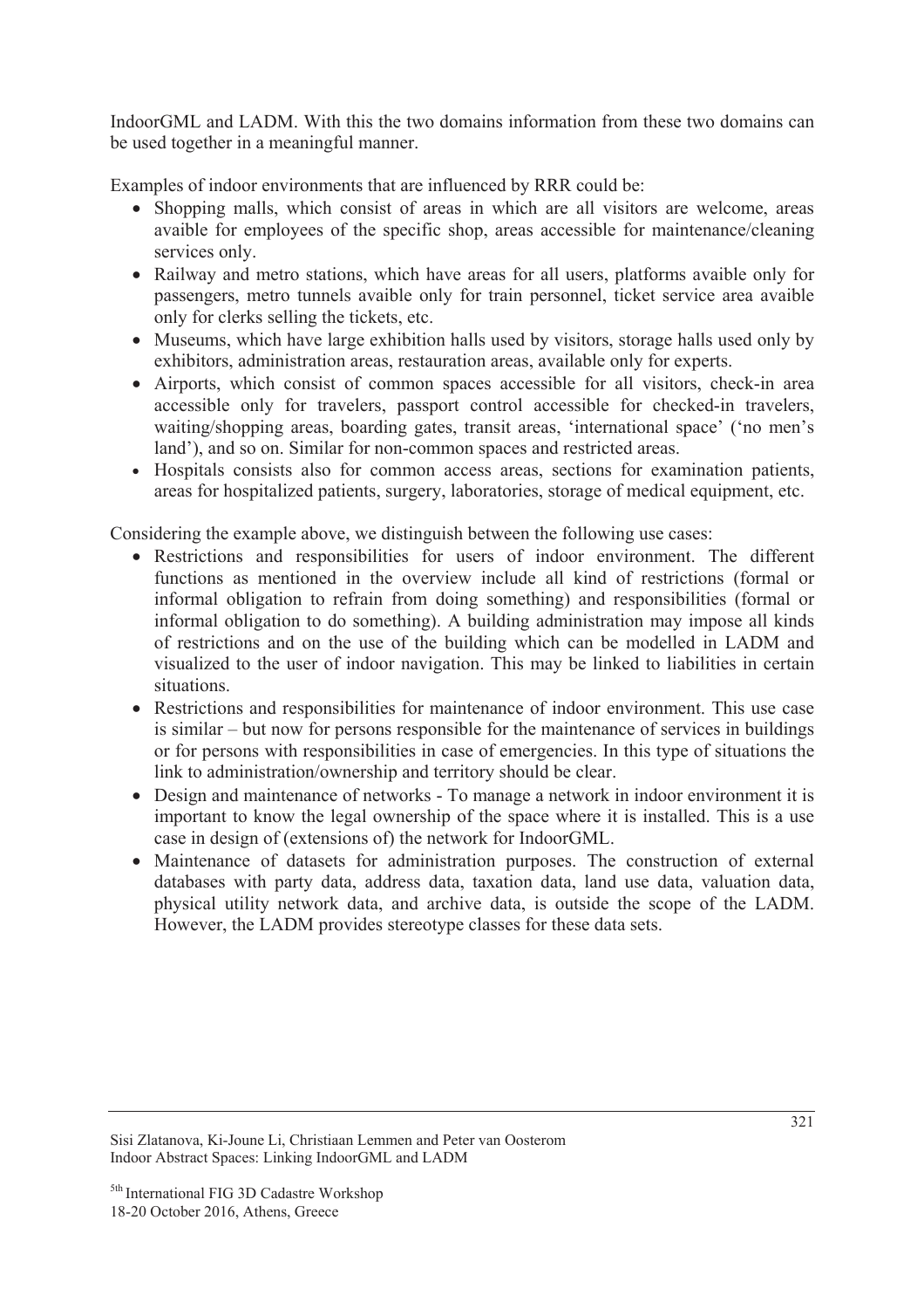IndoorGML and LADM. With this the two domains information from these two domains can be used together in a meaningful manner.

Examples of indoor environments that are influenced by RRR could be:

- Shopping malls, which consist of areas in which are all visitors are welcome, areas avaible for employees of the specific shop, areas accessible for maintenance/cleaning services only.
- Railway and metro stations, which have areas for all users, platforms avaible only for passengers, metro tunnels avaible only for train personnel, ticket service area avaible only for clerks selling the tickets, etc.
- Museums, which have large exhibition halls used by visitors, storage halls used only by exhibitors, administration areas, restauration areas, available only for experts.
- Airports, which consist of common spaces accessible for all visitors, check-in area accessible only for travelers, passport control accessible for checked-in travelers, waiting/shopping areas, boarding gates, transit areas, 'international space' ('no men's land'), and so on. Similar for non-common spaces and restricted areas.
- Hospitals consists also for common access areas, sections for examination patients, areas for hospitalized patients, surgery, laboratories, storage of medical equipment, etc.

Considering the example above, we distinguish between the following use cases:

- Restrictions and responsibilities for users of indoor environment. The different functions as mentioned in the overview include all kind of restrictions (formal or informal obligation to refrain from doing something) and responsibilities (formal or informal obligation to do something). A building administration may impose all kinds of restrictions and on the use of the building which can be modelled in LADM and visualized to the user of indoor navigation. This may be linked to liabilities in certain situations.
- Restrictions and responsibilities for maintenance of indoor environment. This use case is similar – but now for persons responsible for the maintenance of services in buildings or for persons with responsibilities in case of emergencies. In this type of situations the link to administration/ownership and territory should be clear.
- Design and maintenance of networks - To manage a network in indoor environment it is important to know the legal ownership of the space where it is installed. This is a use case in design of (extensions of) the network for IndoorGML.
- Maintenance of datasets for administration purposes. The construction of external databases with party data, address data, taxation data, land use data, valuation data, physical utility network data, and archive data, is outside the scope of the LADM. However, the LADM provides stereotype classes for these data sets.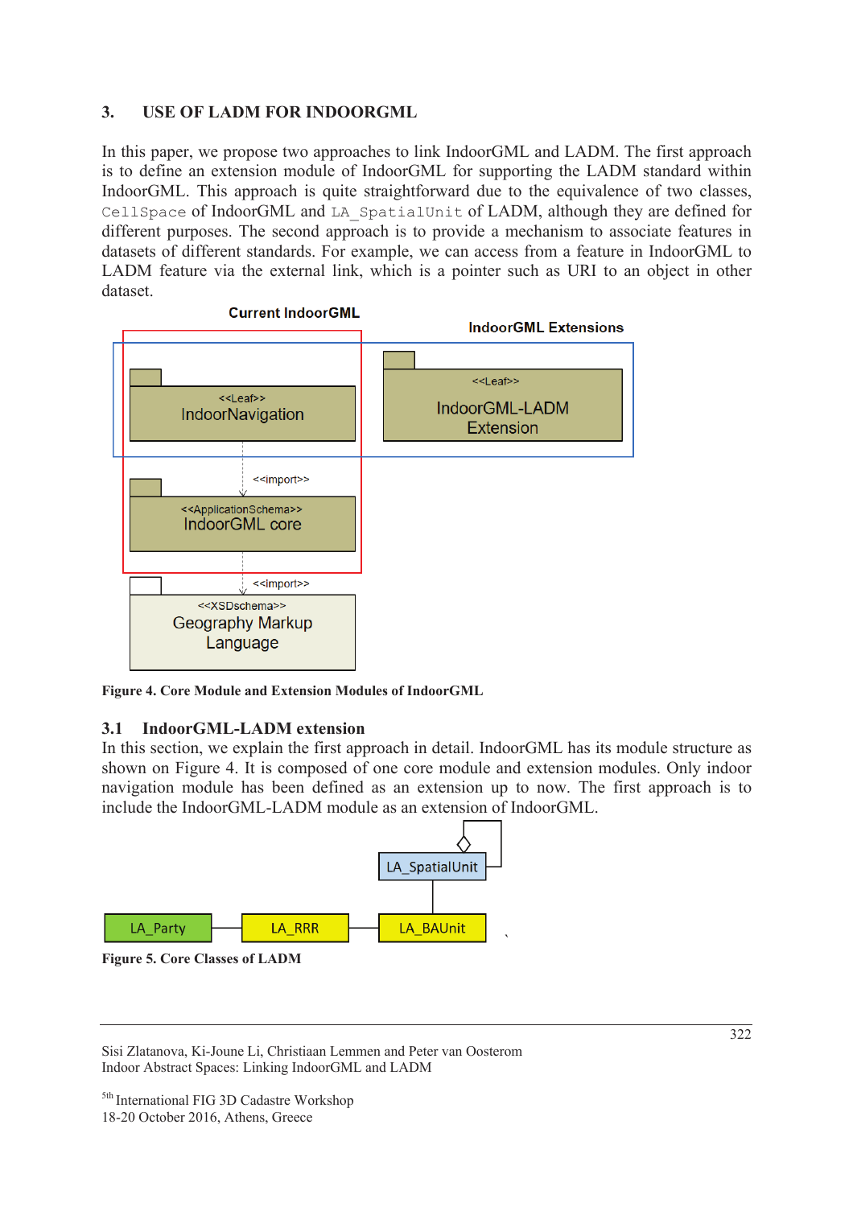## 3. USE OF LADM FOR INDOORGML

In this paper, we propose two approaches to link IndoorGML and LADM. The first approach is to define an extension module of IndoorGML for supporting the LADM standard within IndoorGML. This approach is quite straightforward due to the equivalence of two classes, `CellSpace` of IndoorGML and `LA_SpatialUnit` of LADM, although they are defined for different purposes. The second approach is to provide a mechanism to associate features in datasets of different standards. For example, we can access from a feature in IndoorGML to LADM feature via the external link, which is a pointer such as URI to an object in other dataset.

**Figure 4. Core Module and Extension Modules of IndoorGML**

### 3.1 IndoorGML-LADM extension

In this section, we explain the first approach in detail. IndoorGML has its module structure as shown on Figure 4. It is composed of one core module and extension modules. Only indoor navigation module has been defined as an extension up to now. The first approach is to include the IndoorGML-LADM module as an extension of IndoorGML.

**Figure 5. Core Classes of LADM**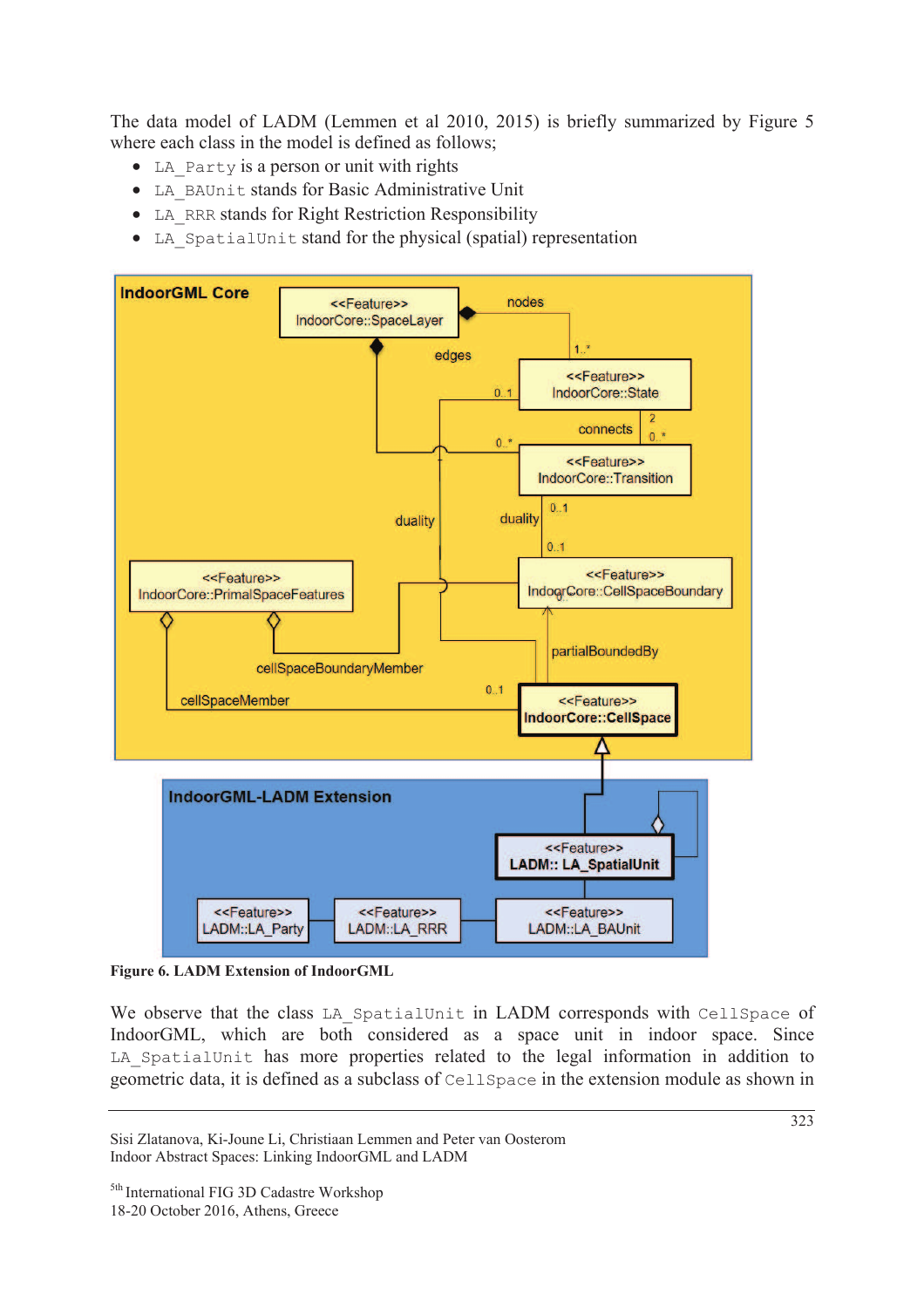The data model of LADM (Lemmen et al 2010, 2015) is briefly summarized by Figure 5 where each class in the model is defined as follows;

- `LA_Party` is a person or unit with rights
- `LA_BAUnit` stands for Basic Administrative Unit
- `LA_RRR` stands for Right Restriction Responsibility
- `LA_SpatialUnit` stand for the physical (spatial) representation

**Figure 6. LADM Extension of IndoorGML**

We observe that the class `LA_SpatialUnit` in LADM corresponds with `CellSpace` of IndoorGML, which are both considered as a space unit in indoor space. Since `LA_SpatialUnit` has more properties related to the legal information in addition to geometric data, it is defined as a subclass of `CellSpace` in the extension module as shown in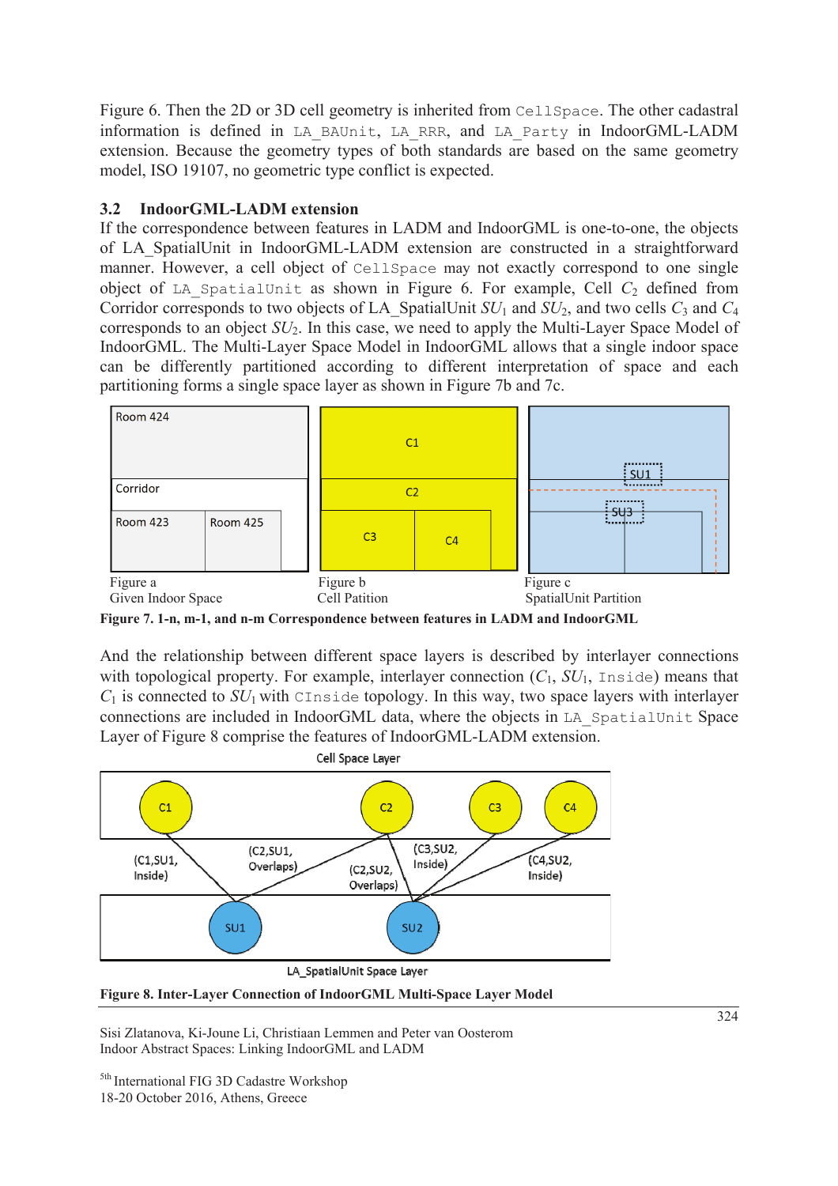Figure 6. Then the 2D or 3D cell geometry is inherited from `CellSpace`. The other cadastral information is defined in `LA_BAUnit`, `LA_RRR`, and `LA_Party` in IndoorGML-LADM extension. Because the geometry types of both standards are based on the same geometry model, ISO 19107, no geometric type conflict is expected.

### 3.2 IndoorGML-LADM extension

If the correspondence between features in LADM and IndoorGML is one-to-one, the objects of LA_SpatialUnit in IndoorGML-LADM extension are constructed in a straightforward manner. However, a cell object of `CellSpace` may not exactly correspond to one single object of `LA_SpatialUnit` as shown in Figure 6. For example, Cell $C_2$ defined from Corridor corresponds to two objects of LA_SpatialUnit $SU_1$ and $SU_2$, and two cells $C_3$ and $C_4$ corresponds to an object $SU_2$. In this case, we need to apply the Multi-Layer Space Model of IndoorGML. The Multi-Layer Space Model in IndoorGML allows that a single indoor space can be differently partitioned according to different interpretation of space and each partitioning forms a single space layer as shown in Figure 7b and 7c.

Figure a
Given Indoor Space

Figure b
Cell Patition

Figure c
SpatialUnit Partition

**Figure 7. 1-n, m-1, and n-m Correspondence between features in LADM and IndoorGML**

And the relationship between different space layers is described by interlayer connections with topological property. For example, interlayer connection ($C_1$, $SU_1$, `Inside`) means that $C_1$ is connected to $SU_1$ with `CInside` topology. In this way, two space layers with interlayer connections are included in IndoorGML data, where the objects in `LA_SpatialUnit` Space Layer of Figure 8 comprise the features of IndoorGML-LADM extension.

**Figure 8. Inter-Layer Connection of IndoorGML Multi-Space Layer Model**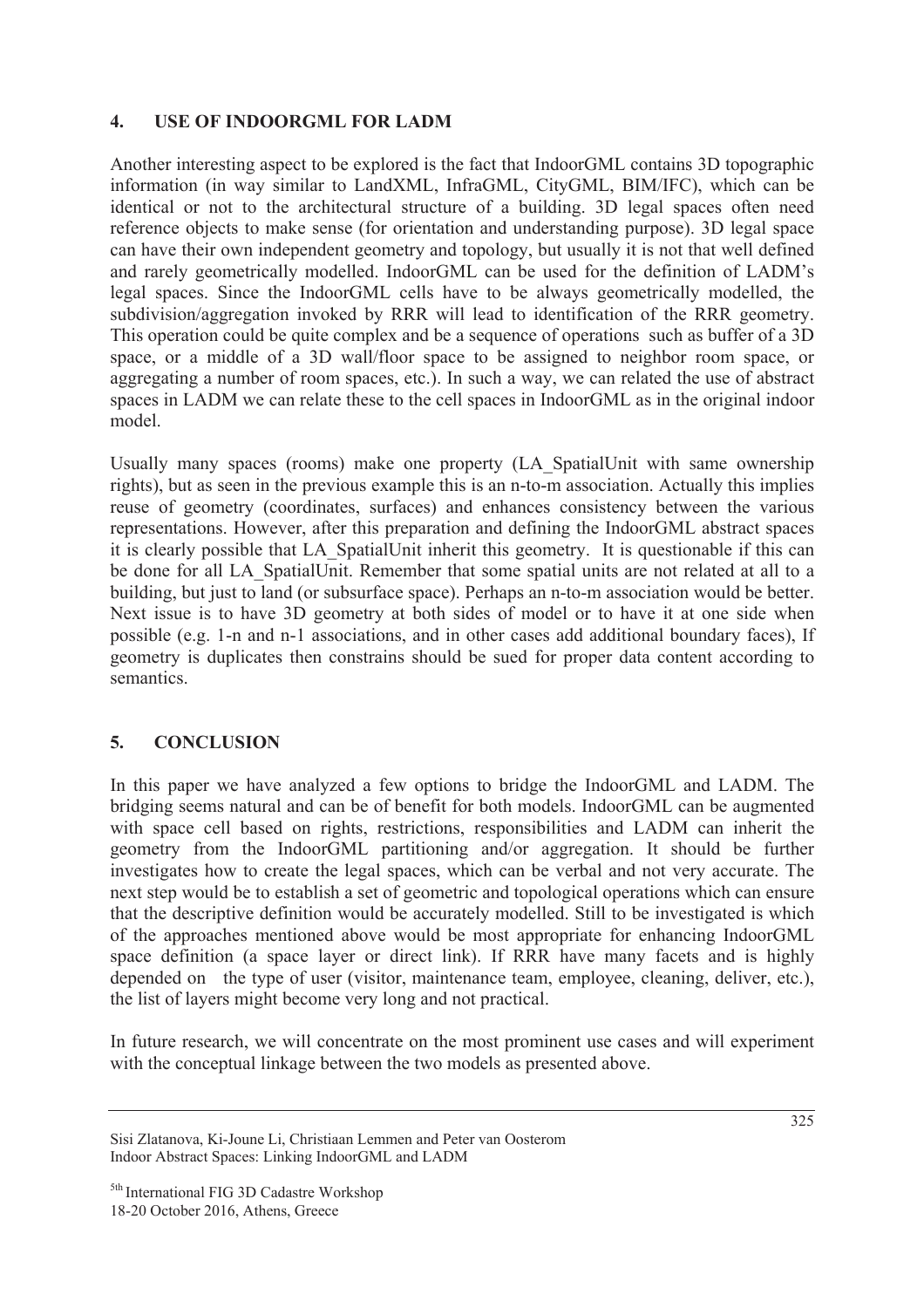## 4. USE OF INDOORGML FOR LADM

Another interesting aspect to be explored is the fact that IndoorGML contains 3D topographic information (in way similar to LandXML, InfraGML, CityGML, BIM/IFC), which can be identical or not to the architectural structure of a building. 3D legal spaces often need reference objects to make sense (for orientation and understanding purpose). 3D legal space can have their own independent geometry and topology, but usually it is not that well defined and rarely geometrically modelled. IndoorGML can be used for the definition of LADM's legal spaces. Since the IndoorGML cells have to be always geometrically modelled, the subdivision/aggregation invoked by RRR will lead to identification of the RRR geometry. This operation could be quite complex and be a sequence of operations such as buffer of a 3D space, or a middle of a 3D wall/floor space to be assigned to neighbor room space, or aggregating a number of room spaces, etc.). In such a way, we can related the use of abstract spaces in LADM we can relate these to the cell spaces in IndoorGML as in the original indoor model.

Usually many spaces (rooms) make one property (LA_SpatialUnit with same ownership rights), but as seen in the previous example this is an n-to-m association. Actually this implies reuse of geometry (coordinates, surfaces) and enhances consistency between the various representations. However, after this preparation and defining the IndoorGML abstract spaces it is clearly possible that LA_SpatialUnit inherit this geometry. It is questionable if this can be done for all LA_SpatialUnit. Remember that some spatial units are not related at all to a building, but just to land (or subsurface space). Perhaps an n-to-m association would be better. Next issue is to have 3D geometry at both sides of model or to have it at one side when possible (e.g. 1-n and n-1 associations, and in other cases add additional boundary faces), If geometry is duplicates then constrains should be sued for proper data content according to semantics.

## 5. CONCLUSION

In this paper we have analyzed a few options to bridge the IndoorGML and LADM. The bridging seems natural and can be of benefit for both models. IndoorGML can be augmented with space cell based on rights, restrictions, responsibilities and LADM can inherit the geometry from the IndoorGML partitioning and/or aggregation. It should be further investigates how to create the legal spaces, which can be verbal and not very accurate. The next step would be to establish a set of geometric and topological operations which can ensure that the descriptive definition would be accurately modelled. Still to be investigated is which of the approaches mentioned above would be most appropriate for enhancing IndoorGML space definition (a space layer or direct link). If RRR have many facets and is highly depended on the type of user (visitor, maintenance team, employee, cleaning, deliver, etc.), the list of layers might become very long and not practical.

In future research, we will concentrate on the most prominent use cases and will experiment with the conceptual linkage between the two models as presented above.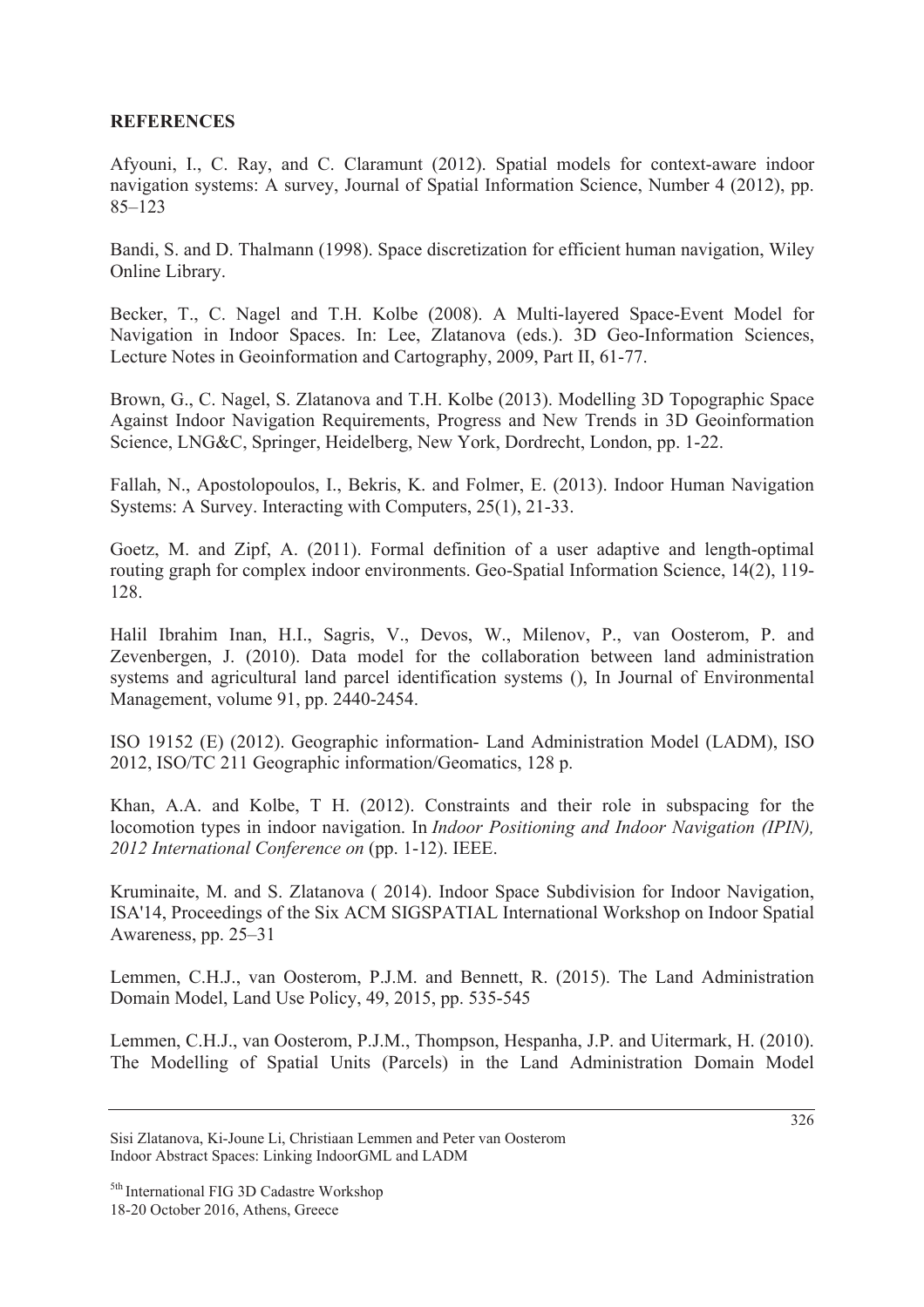**REFERENCES**

Afyouni, I., C. Ray, and C. Claramunt (2012). Spatial models for context-aware indoor navigation systems: A survey, Journal of Spatial Information Science, Number 4 (2012), pp. 85–123

Bandi, S. and D. Thalmann (1998). Space discretization for efficient human navigation, Wiley Online Library.

Becker, T., C. Nagel and T.H. Kolbe (2008). A Multi-layered Space-Event Model for Navigation in Indoor Spaces. In: Lee, Zlatanova (eds.). 3D Geo-Information Sciences, Lecture Notes in Geoinformation and Cartography, 2009, Part II, 61-77.

Brown, G., C. Nagel, S. Zlatanova and T.H. Kolbe (2013). Modelling 3D Topographic Space Against Indoor Navigation Requirements, Progress and New Trends in 3D Geoinformation Science, LNG&C, Springer, Heidelberg, New York, Dordrecht, London, pp. 1-22.

Fallah, N., Apostolopoulos, I., Bekris, K. and Folmer, E. (2013). Indoor Human Navigation Systems: A Survey. Interacting with Computers, 25(1), 21-33.

Goetz, M. and Zipf, A. (2011). Formal definition of a user adaptive and length-optimal routing graph for complex indoor environments. Geo-Spatial Information Science, 14(2), 119-128.

Halil Ibrahim Inan, H.I., Sagris, V., Devos, W., Milenov, P., van Oosterom, P. and Zevenbergen, J. (2010). Data model for the collaboration between land administration systems and agricultural land parcel identification systems (), In Journal of Environmental Management, volume 91, pp. 2440-2454.

ISO 19152 (E) (2012). Geographic information- Land Administration Model (LADM), ISO 2012, ISO/TC 211 Geographic information/Geomatics, 128 p.

Khan, A.A. and Kolbe, T H. (2012). Constraints and their role in subspacing for the locomotion types in indoor navigation. In *Indoor Positioning and Indoor Navigation (IPIN), 2012 International Conference on* (pp. 1-12). IEEE.

Kruminaite, M. and S. Zlatanova ( 2014). Indoor Space Subdivision for Indoor Navigation, ISA'14, Proceedings of the Six ACM SIGSPATIAL International Workshop on Indoor Spatial Awareness, pp. 25–31

Lemmen, C.H.J., van Oosterom, P.J.M. and Bennett, R. (2015). The Land Administration Domain Model, Land Use Policy, 49, 2015, pp. 535-545

Lemmen, C.H.J., van Oosterom, P.J.M., Thompson, Hespanha, J.P. and Uitermark, H. (2010). The Modelling of Spatial Units (Parcels) in the Land Administration Domain Model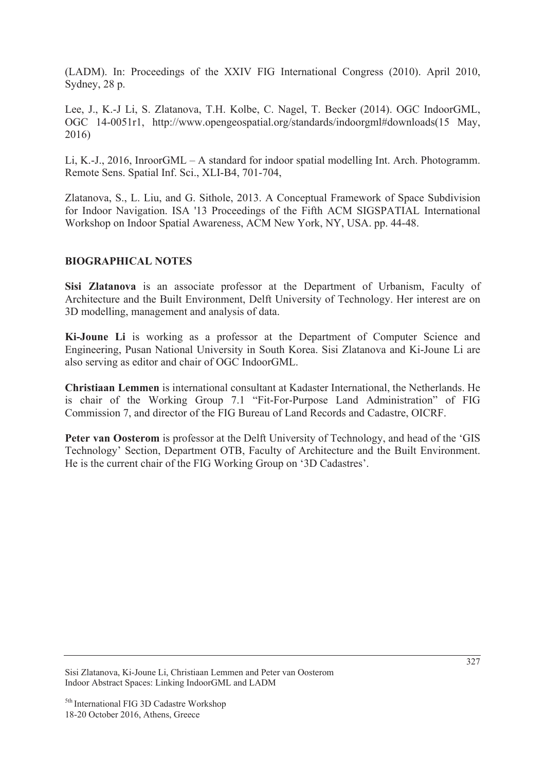(LADM). In: Proceedings of the XXIV FIG International Congress (2010). April 2010, Sydney, 28 p.

Lee, J., K.-J Li, S. Zlatanova, T.H. Kolbe, C. Nagel, T. Becker (2014). OGC IndoorGML, OGC 14-0051r1, http://www.opengeospatial.org/standards/indoorgml#downloads(15 May, 2016)

Li, K.-J., 2016, InroorGML – A standard for indoor spatial modelling Int. Arch. Photogramm. Remote Sens. Spatial Inf. Sci., XLI-B4, 701-704,

Zlatanova, S., L. Liu, and G. Sithole, 2013. A Conceptual Framework of Space Subdivision for Indoor Navigation. ISA '13 Proceedings of the Fifth ACM SIGSPATIAL International Workshop on Indoor Spatial Awareness, ACM New York, NY, USA. pp. 44-48.

## BIOGRAPHICAL NOTES

**Sisi Zlatanova** is an associate professor at the Department of Urbanism, Faculty of Architecture and the Built Environment, Delft University of Technology. Her interest are on 3D modelling, management and analysis of data.

**Ki-Joune Li** is working as a professor at the Department of Computer Science and Engineering, Pusan National University in South Korea. Sisi Zlatanova and Ki-Joune Li are also serving as editor and chair of OGC IndoorGML.

**Christiaan Lemmen** is international consultant at Kadaster International, the Netherlands. He is chair of the Working Group 7.1 "Fit-For-Purpose Land Administration" of FIG Commission 7, and director of the FIG Bureau of Land Records and Cadastre, OICRF.

**Peter van Oosterom** is professor at the Delft University of Technology, and head of the 'GIS Technology' Section, Department OTB, Faculty of Architecture and the Built Environment. He is the current chair of the FIG Working Group on '3D Cadastres'.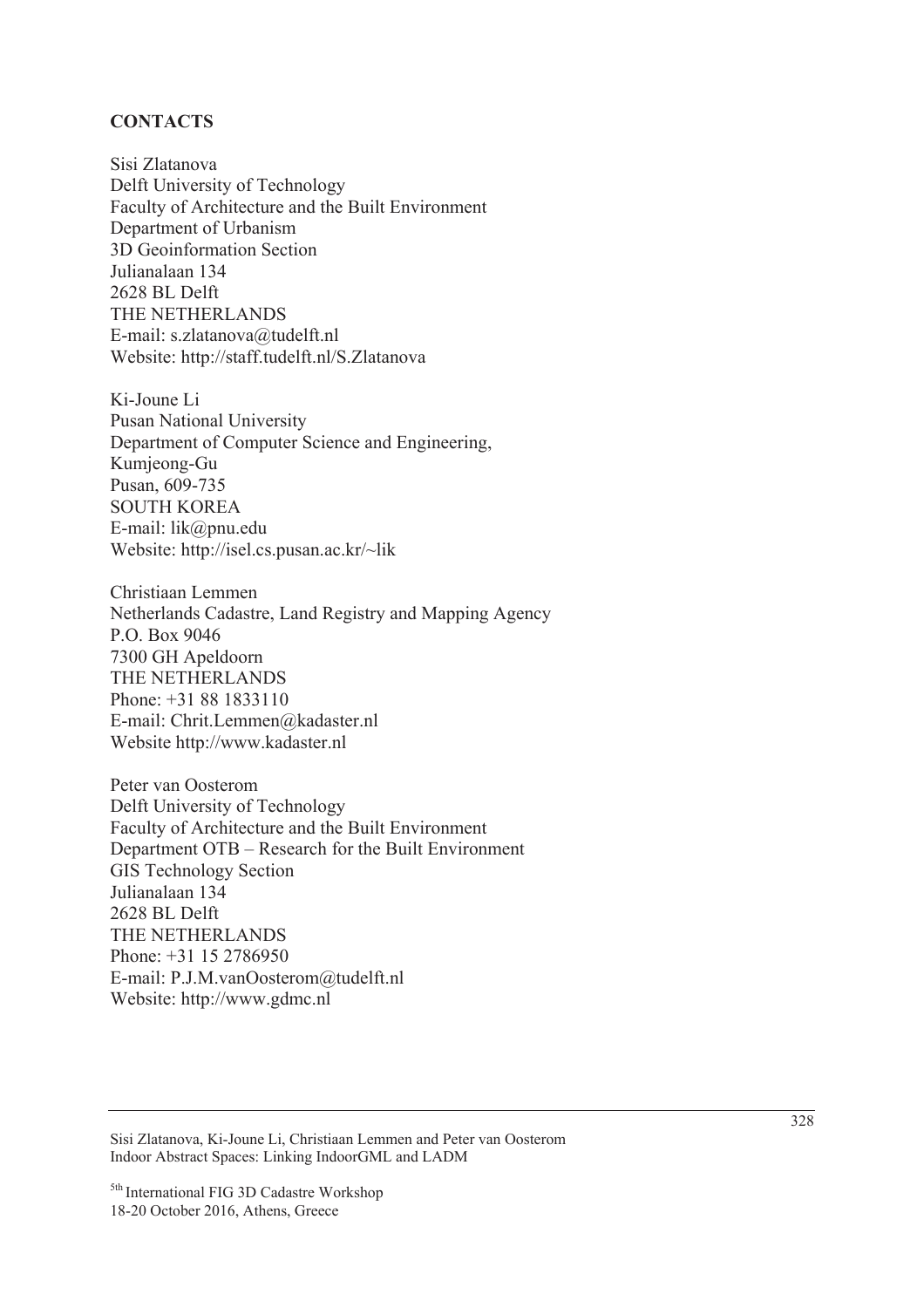**CONTACTS**

Sisi Zlatanova
Delft University of Technology
Faculty of Architecture and the Built Environment
Department of Urbanism
3D Geoinformation Section
Julianalaan 134
2628 BL Delft
THE NETHERLANDS
E-mail: s.zlatanova@tudelft.nl
Website: http://staff.tudelft.nl/S.Zlatanova

Ki-Joune Li
Pusan National University
Department of Computer Science and Engineering,
Kumjeong-Gu
Pusan, 609-735
SOUTH KOREA
E-mail: lik@pnu.edu
Website: http://isel.cs.pusan.ac.kr/~lik

Christiaan Lemmen
Netherlands Cadastre, Land Registry and Mapping Agency
P.O. Box 9046
7300 GH Apeldoorn
THE NETHERLANDS
Phone: +31 88 1833110
E-mail: Chrit.Lemmen@kadaster.nl
Website http://www.kadaster.nl

Peter van Oosterom
Delft University of Technology
Faculty of Architecture and the Built Environment
Department OTB – Research for the Built Environment
GIS Technology Section
Julianalaan 134
2628 BL Delft
THE NETHERLANDS
Phone: +31 15 2786950
E-mail: P.J.M.vanOosterom@tudelft.nl
Website: http://www.gdmc.nl